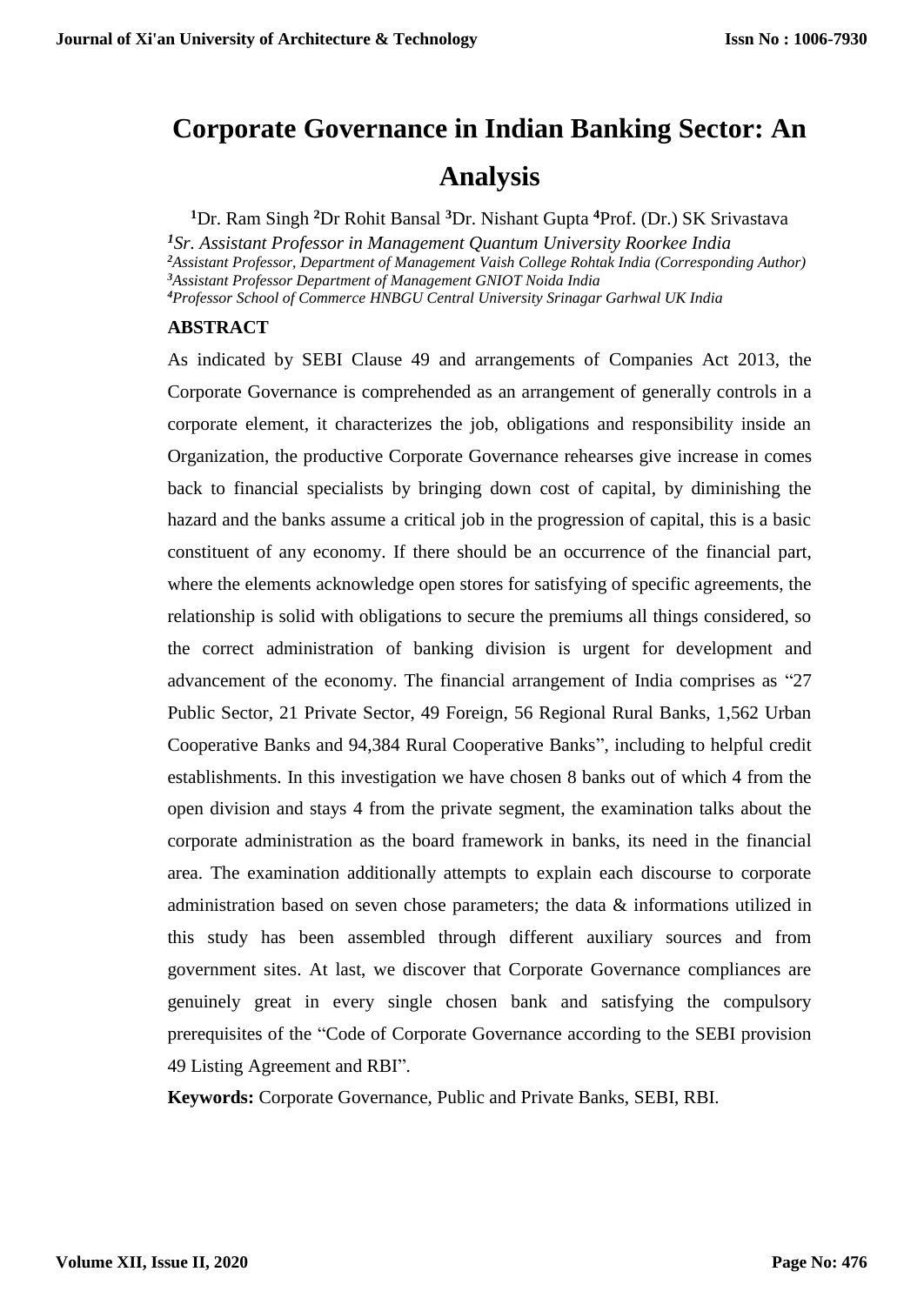# Corporate Governance in Indian Banking Sector: An Analysis

[1]Dr. Ram Singh [2]Dr Rohit Bansal [3]Dr. Nishant Gupta [4]Prof. (Dr.) SK Srivastava

*[1]Sr. Assistant Professor in Management Quantum University Roorkee India*
*[2]Assistant Professor, Department of Management Vaish College Rohtak India (Corresponding Author)*
*[3]Assistant Professor Department of Management GNIOT Noida India*
*[4]Professor School of Commerce HNBGU Central University Srinagar Garhwal UK India*

## ABSTRACT

As indicated by SEBI Clause 49 and arrangements of Companies Act 2013, the Corporate Governance is comprehended as an arrangement of generally controls in a corporate element, it characterizes the job, obligations and responsibility inside an Organization, the productive Corporate Governance rehearses give increase in comes back to financial specialists by bringing down cost of capital, by diminishing the hazard and the banks assume a critical job in the progression of capital, this is a basic constituent of any economy. If there should be an occurrence of the financial part, where the elements acknowledge open stores for satisfying of specific agreements, the relationship is solid with obligations to secure the premiums all things considered, so the correct administration of banking division is urgent for development and advancement of the economy. The financial arrangement of India comprises as "27 Public Sector, 21 Private Sector, 49 Foreign, 56 Regional Rural Banks, 1,562 Urban Cooperative Banks and 94,384 Rural Cooperative Banks", including to helpful credit establishments. In this investigation we have chosen 8 banks out of which 4 from the open division and stays 4 from the private segment, the examination talks about the corporate administration as the board framework in banks, its need in the financial area. The examination additionally attempts to explain each discourse to corporate administration based on seven chose parameters; the data & informations utilized in this study has been assembled through different auxiliary sources and from government sites. At last, we discover that Corporate Governance compliances are genuinely great in every single chosen bank and satisfying the compulsory prerequisites of the "Code of Corporate Governance according to the SEBI provision 49 Listing Agreement and RBI".

**Keywords:** Corporate Governance, Public and Private Banks, SEBI, RBI.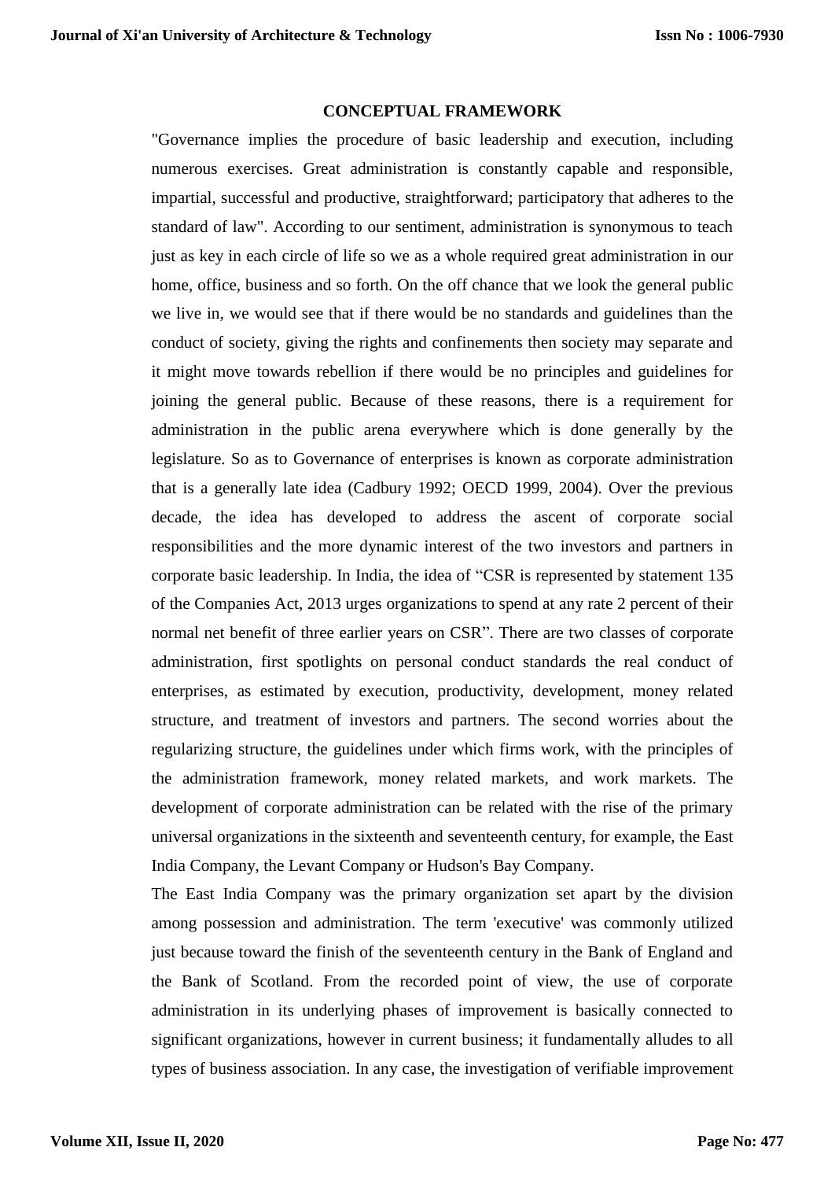## CONCEPTUAL FRAMEWORK

"Governance implies the procedure of basic leadership and execution, including numerous exercises. Great administration is constantly capable and responsible, impartial, successful and productive, straightforward; participatory that adheres to the standard of law". According to our sentiment, administration is synonymous to teach just as key in each circle of life so we as a whole required great administration in our home, office, business and so forth. On the off chance that we look the general public we live in, we would see that if there would be no standards and guidelines than the conduct of society, giving the rights and confinements then society may separate and it might move towards rebellion if there would be no principles and guidelines for joining the general public. Because of these reasons, there is a requirement for administration in the public arena everywhere which is done generally by the legislature. So as to Governance of enterprises is known as corporate administration that is a generally late idea (Cadbury 1992; OECD 1999, 2004). Over the previous decade, the idea has developed to address the ascent of corporate social responsibilities and the more dynamic interest of the two investors and partners in corporate basic leadership. In India, the idea of "CSR is represented by statement 135 of the Companies Act, 2013 urges organizations to spend at any rate 2 percent of their normal net benefit of three earlier years on CSR". There are two classes of corporate administration, first spotlights on personal conduct standards the real conduct of enterprises, as estimated by execution, productivity, development, money related structure, and treatment of investors and partners. The second worries about the regularizing structure, the guidelines under which firms work, with the principles of the administration framework, money related markets, and work markets. The development of corporate administration can be related with the rise of the primary universal organizations in the sixteenth and seventeenth century, for example, the East India Company, the Levant Company or Hudson's Bay Company.

The East India Company was the primary organization set apart by the division among possession and administration. The term 'executive' was commonly utilized just because toward the finish of the seventeenth century in the Bank of England and the Bank of Scotland. From the recorded point of view, the use of corporate administration in its underlying phases of improvement is basically connected to significant organizations, however in current business; it fundamentally alludes to all types of business association. In any case, the investigation of verifiable improvement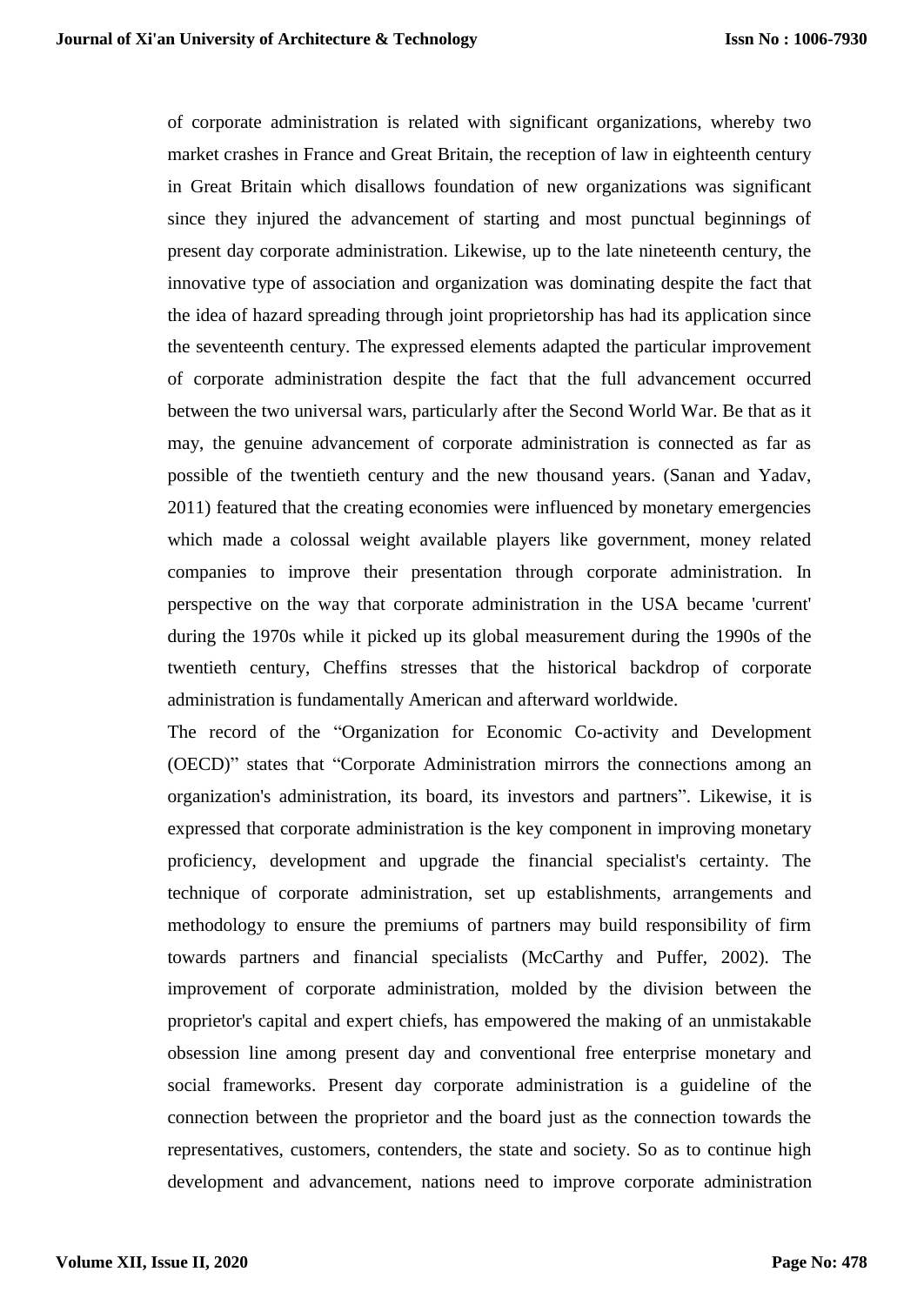of corporate administration is related with significant organizations, whereby two market crashes in France and Great Britain, the reception of law in eighteenth century in Great Britain which disallows foundation of new organizations was significant since they injured the advancement of starting and most punctual beginnings of present day corporate administration. Likewise, up to the late nineteenth century, the innovative type of association and organization was dominating despite the fact that the idea of hazard spreading through joint proprietorship has had its application since the seventeenth century. The expressed elements adapted the particular improvement of corporate administration despite the fact that the full advancement occurred between the two universal wars, particularly after the Second World War. Be that as it may, the genuine advancement of corporate administration is connected as far as possible of the twentieth century and the new thousand years. (Sanan and Yadav, 2011) featured that the creating economies were influenced by monetary emergencies which made a colossal weight available players like government, money related companies to improve their presentation through corporate administration. In perspective on the way that corporate administration in the USA became 'current' during the 1970s while it picked up its global measurement during the 1990s of the twentieth century, Cheffins stresses that the historical backdrop of corporate administration is fundamentally American and afterward worldwide.

The record of the "Organization for Economic Co-activity and Development (OECD)" states that "Corporate Administration mirrors the connections among an organization's administration, its board, its investors and partners". Likewise, it is expressed that corporate administration is the key component in improving monetary proficiency, development and upgrade the financial specialist's certainty. The technique of corporate administration, set up establishments, arrangements and methodology to ensure the premiums of partners may build responsibility of firm towards partners and financial specialists (McCarthy and Puffer, 2002). The improvement of corporate administration, molded by the division between the proprietor's capital and expert chiefs, has empowered the making of an unmistakable obsession line among present day and conventional free enterprise monetary and social frameworks. Present day corporate administration is a guideline of the connection between the proprietor and the board just as the connection towards the representatives, customers, contenders, the state and society. So as to continue high development and advancement, nations need to improve corporate administration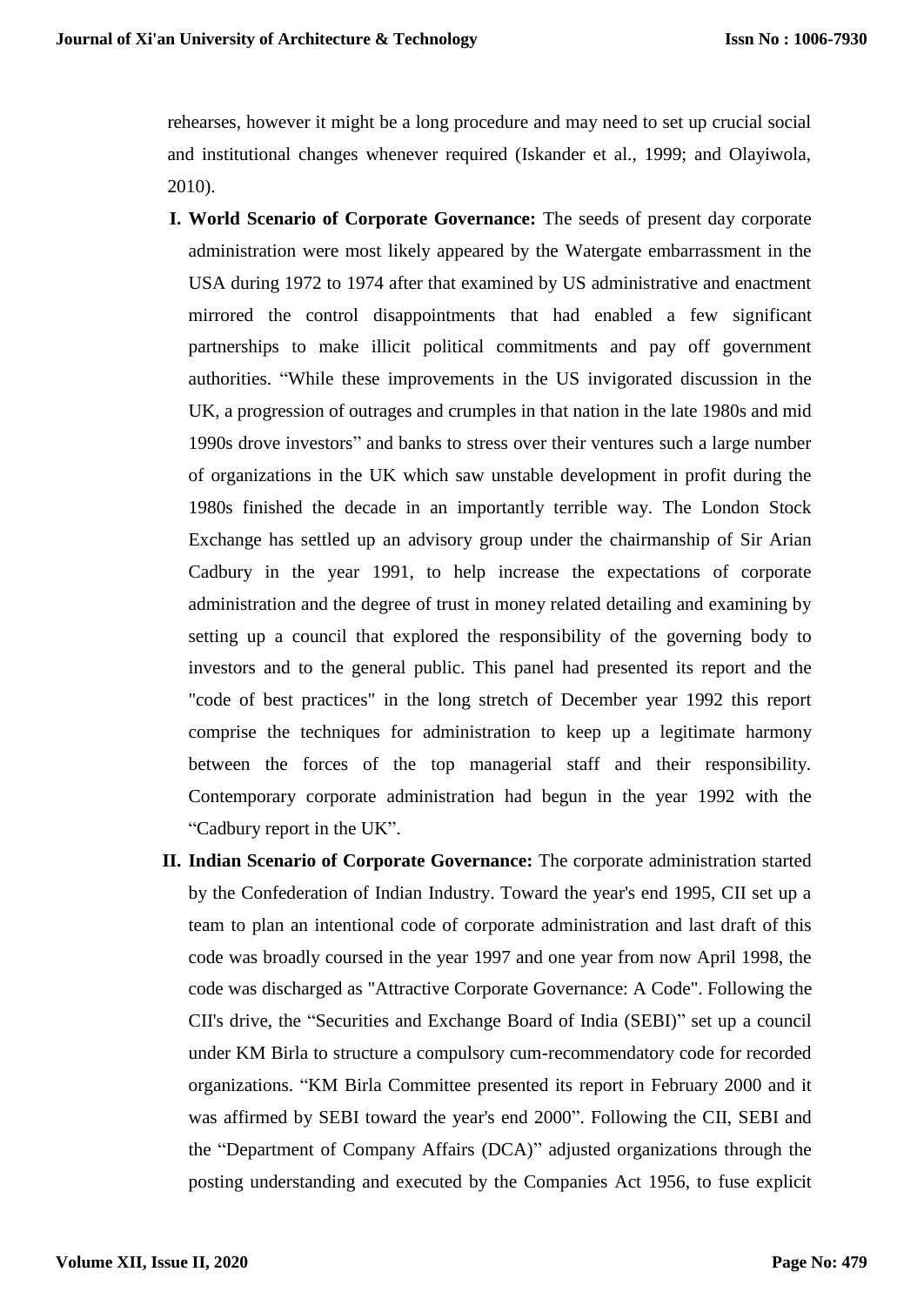rehearses, however it might be a long procedure and may need to set up crucial social and institutional changes whenever required (Iskander et al., 1999; and Olayiwola, 2010).

I. **World Scenario of Corporate Governance:** The seeds of present day corporate administration were most likely appeared by the Watergate embarrassment in the USA during 1972 to 1974 after that examined by US administrative and enactment mirrored the control disappointments that had enabled a few significant partnerships to make illicit political commitments and pay off government authorities. "While these improvements in the US invigorated discussion in the UK, a progression of outrages and crumples in that nation in the late 1980s and mid 1990s drove investors" and banks to stress over their ventures such a large number of organizations in the UK which saw unstable development in profit during the 1980s finished the decade in an importantly terrible way. The London Stock Exchange has settled up an advisory group under the chairmanship of Sir Arian Cadbury in the year 1991, to help increase the expectations of corporate administration and the degree of trust in money related detailing and examining by setting up a council that explored the responsibility of the governing body to investors and to the general public. This panel had presented its report and the "code of best practices" in the long stretch of December year 1992 this report comprise the techniques for administration to keep up a legitimate harmony between the forces of the top managerial staff and their responsibility. Contemporary corporate administration had begun in the year 1992 with the "Cadbury report in the UK".

II. **Indian Scenario of Corporate Governance:** The corporate administration started by the Confederation of Indian Industry. Toward the year's end 1995, CII set up a team to plan an intentional code of corporate administration and last draft of this code was broadly coursed in the year 1997 and one year from now April 1998, the code was discharged as "Attractive Corporate Governance: A Code". Following the CII's drive, the "Securities and Exchange Board of India (SEBI)" set up a council under KM Birla to structure a compulsory cum-recommendatory code for recorded organizations. "KM Birla Committee presented its report in February 2000 and it was affirmed by SEBI toward the year's end 2000". Following the CII, SEBI and the "Department of Company Affairs (DCA)" adjusted organizations through the posting understanding and executed by the Companies Act 1956, to fuse explicit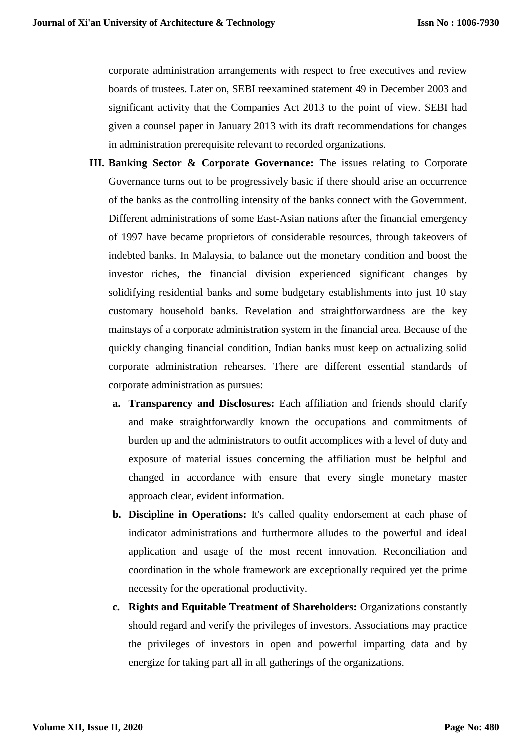corporate administration arrangements with respect to free executives and review boards of trustees. Later on, SEBI reexamined statement 49 in December 2003 and significant activity that the Companies Act 2013 to the point of view. SEBI had given a counsel paper in January 2013 with its draft recommendations for changes in administration prerequisite relevant to recorded organizations.

III. **Banking Sector & Corporate Governance:** The issues relating to Corporate Governance turns out to be progressively basic if there should arise an occurrence of the banks as the controlling intensity of the banks connect with the Government. Different administrations of some East-Asian nations after the financial emergency of 1997 have became proprietors of considerable resources, through takeovers of indebted banks. In Malaysia, to balance out the monetary condition and boost the investor riches, the financial division experienced significant changes by solidifying residential banks and some budgetary establishments into just 10 stay customary household banks. Revelation and straightforwardness are the key mainstays of a corporate administration system in the financial area. Because of the quickly changing financial condition, Indian banks must keep on actualizing solid corporate administration rehearses. There are different essential standards of corporate administration as pursues:

   a. **Transparency and Disclosures:** Each affiliation and friends should clarify and make straightforwardly known the occupations and commitments of burden up and the administrators to outfit accomplices with a level of duty and exposure of material issues concerning the affiliation must be helpful and changed in accordance with ensure that every single monetary master approach clear, evident information.

   b. **Discipline in Operations:** It's called quality endorsement at each phase of indicator administrations and furthermore alludes to the powerful and ideal application and usage of the most recent innovation. Reconciliation and coordination in the whole framework are exceptionally required yet the prime necessity for the operational productivity.

   c. **Rights and Equitable Treatment of Shareholders:** Organizations constantly should regard and verify the privileges of investors. Associations may practice the privileges of investors in open and powerful imparting data and by energize for taking part all in all gatherings of the organizations.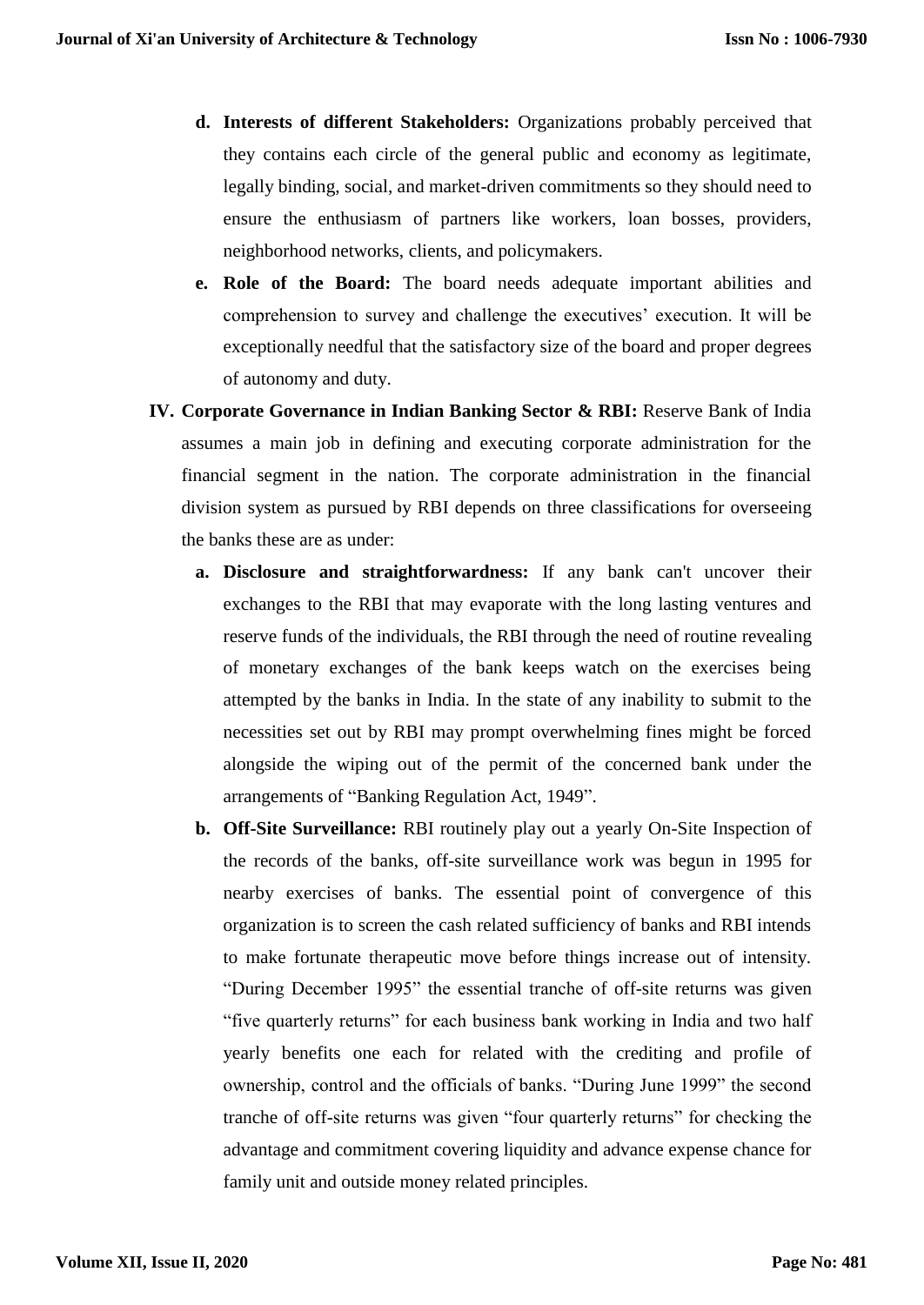d. **Interests of different Stakeholders:** Organizations probably perceived that they contains each circle of the general public and economy as legitimate, legally binding, social, and market-driven commitments so they should need to ensure the enthusiasm of partners like workers, loan bosses, providers, neighborhood networks, clients, and policymakers.

e. **Role of the Board:** The board needs adequate important abilities and comprehension to survey and challenge the executives' execution. It will be exceptionally needful that the satisfactory size of the board and proper degrees of autonomy and duty.

**IV. Corporate Governance in Indian Banking Sector & RBI:** Reserve Bank of India assumes a main job in defining and executing corporate administration for the financial segment in the nation. The corporate administration in the financial division system as pursued by RBI depends on three classifications for overseeing the banks these are as under:

a. **Disclosure and straightforwardness:** If any bank can't uncover their exchanges to the RBI that may evaporate with the long lasting ventures and reserve funds of the individuals, the RBI through the need of routine revealing of monetary exchanges of the bank keeps watch on the exercises being attempted by the banks in India. In the state of any inability to submit to the necessities set out by RBI may prompt overwhelming fines might be forced alongside the wiping out of the permit of the concerned bank under the arrangements of "Banking Regulation Act, 1949".

b. **Off-Site Surveillance:** RBI routinely play out a yearly On-Site Inspection of the records of the banks, off-site surveillance work was begun in 1995 for nearby exercises of banks. The essential point of convergence of this organization is to screen the cash related sufficiency of banks and RBI intends to make fortunate therapeutic move before things increase out of intensity. "During December 1995" the essential tranche of off-site returns was given "five quarterly returns" for each business bank working in India and two half yearly benefits one each for related with the crediting and profile of ownership, control and the officials of banks. "During June 1999" the second tranche of off-site returns was given "four quarterly returns" for checking the advantage and commitment covering liquidity and advance expense chance for family unit and outside money related principles.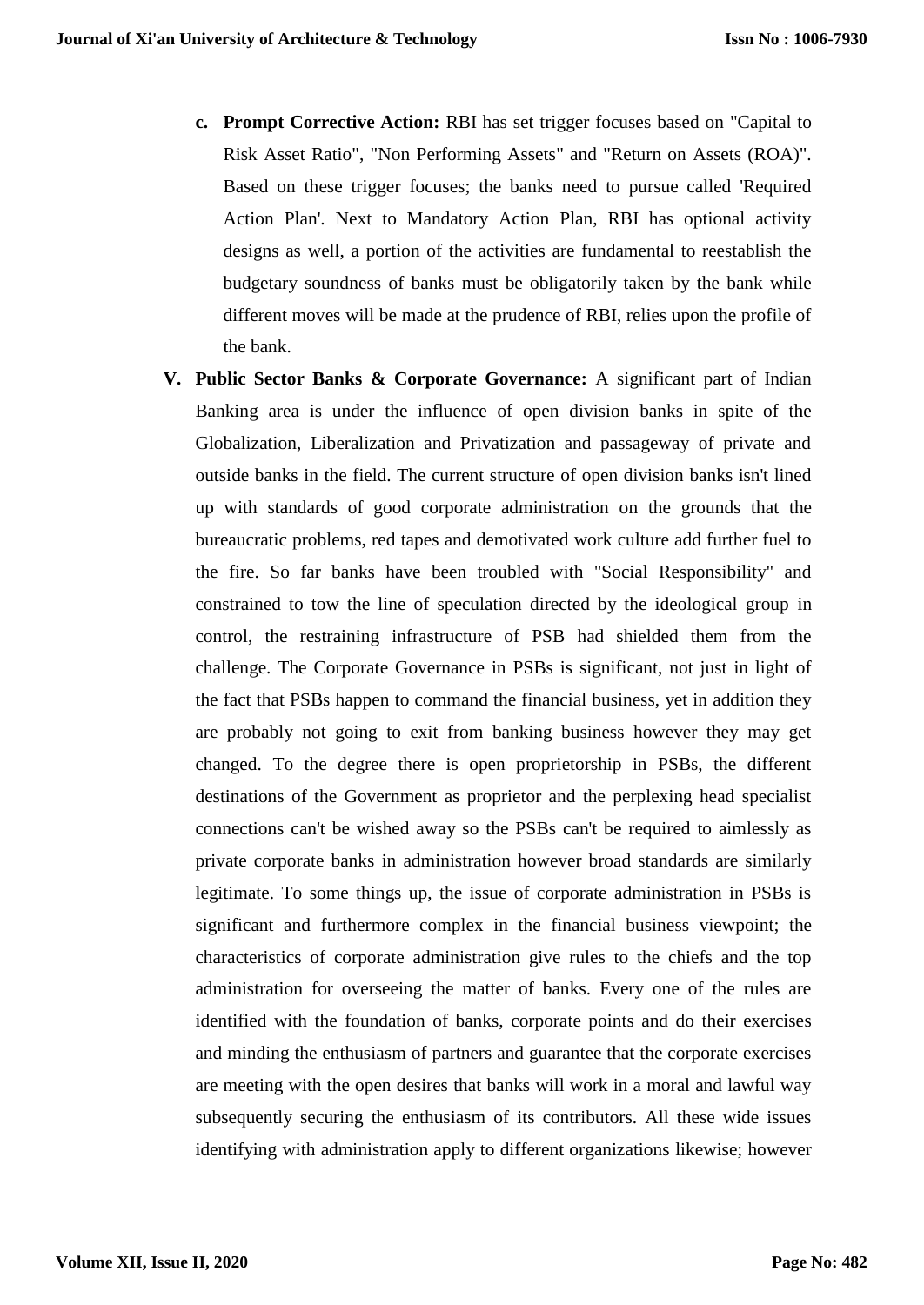c. **Prompt Corrective Action:** RBI has set trigger focuses based on "Capital to Risk Asset Ratio", "Non Performing Assets" and "Return on Assets (ROA)". Based on these trigger focuses; the banks need to pursue called 'Required Action Plan'. Next to Mandatory Action Plan, RBI has optional activity designs as well, a portion of the activities are fundamental to reestablish the budgetary soundness of banks must be obligatorily taken by the bank while different moves will be made at the prudence of RBI, relies upon the profile of the bank.

V. **Public Sector Banks & Corporate Governance:** A significant part of Indian Banking area is under the influence of open division banks in spite of the Globalization, Liberalization and Privatization and passageway of private and outside banks in the field. The current structure of open division banks isn't lined up with standards of good corporate administration on the grounds that the bureaucratic problems, red tapes and demotivated work culture add further fuel to the fire. So far banks have been troubled with "Social Responsibility" and constrained to tow the line of speculation directed by the ideological group in control, the restraining infrastructure of PSB had shielded them from the challenge. The Corporate Governance in PSBs is significant, not just in light of the fact that PSBs happen to command the financial business, yet in addition they are probably not going to exit from banking business however they may get changed. To the degree there is open proprietorship in PSBs, the different destinations of the Government as proprietor and the perplexing head specialist connections can't be wished away so the PSBs can't be required to aimlessly as private corporate banks in administration however broad standards are similarly legitimate. To some things up, the issue of corporate administration in PSBs is significant and furthermore complex in the financial business viewpoint; the characteristics of corporate administration give rules to the chiefs and the top administration for overseeing the matter of banks. Every one of the rules are identified with the foundation of banks, corporate points and do their exercises and minding the enthusiasm of partners and guarantee that the corporate exercises are meeting with the open desires that banks will work in a moral and lawful way subsequently securing the enthusiasm of its contributors. All these wide issues identifying with administration apply to different organizations likewise; however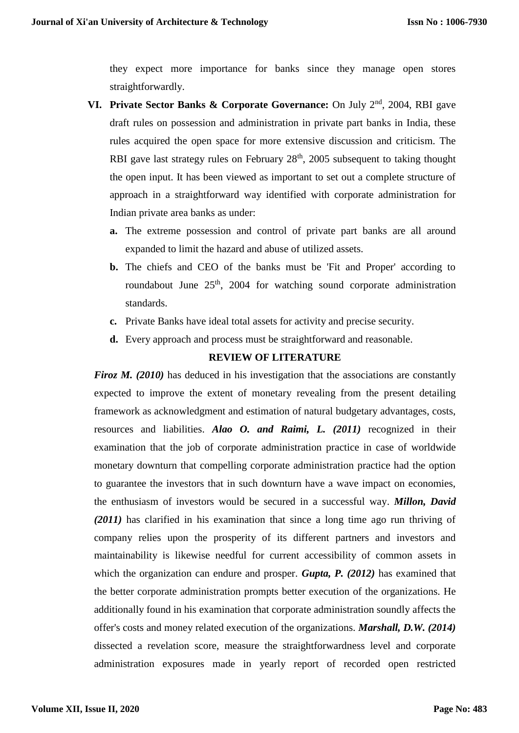they expect more importance for banks since they manage open stores straightforwardly.

**VI. Private Sector Banks & Corporate Governance:** On July 2nd, 2004, RBI gave draft rules on possession and administration in private part banks in India, these rules acquired the open space for more extensive discussion and criticism. The RBI gave last strategy rules on February 28th, 2005 subsequent to taking thought the open input. It has been viewed as important to set out a complete structure of approach in a straightforward way identified with corporate administration for Indian private area banks as under:

- **a.** The extreme possession and control of private part banks are all around expanded to limit the hazard and abuse of utilized assets.
- **b.** The chiefs and CEO of the banks must be 'Fit and Proper' according to roundabout June 25th, 2004 for watching sound corporate administration standards.
- **c.** Private Banks have ideal total assets for activity and precise security.
- **d.** Every approach and process must be straightforward and reasonable.

## REVIEW OF LITERATURE

***Firoz M. (2010)*** has deduced in his investigation that the associations are constantly expected to improve the extent of monetary revealing from the present detailing framework as acknowledgment and estimation of natural budgetary advantages, costs, resources and liabilities. ***Alao O. and Raimi, L. (2011)*** recognized in their examination that the job of corporate administration practice in case of worldwide monetary downturn that compelling corporate administration practice had the option to guarantee the investors that in such downturn have a wave impact on economies, the enthusiasm of investors would be secured in a successful way. ***Millon, David (2011)*** has clarified in his examination that since a long time ago run thriving of company relies upon the prosperity of its different partners and investors and maintainability is likewise needful for current accessibility of common assets in which the organization can endure and prosper. ***Gupta, P. (2012)*** has examined that the better corporate administration prompts better execution of the organizations. He additionally found in his examination that corporate administration soundly affects the offer's costs and money related execution of the organizations. ***Marshall, D.W. (2014)*** dissected a revelation score, measure the straightforwardness level and corporate administration exposures made in yearly report of recorded open restricted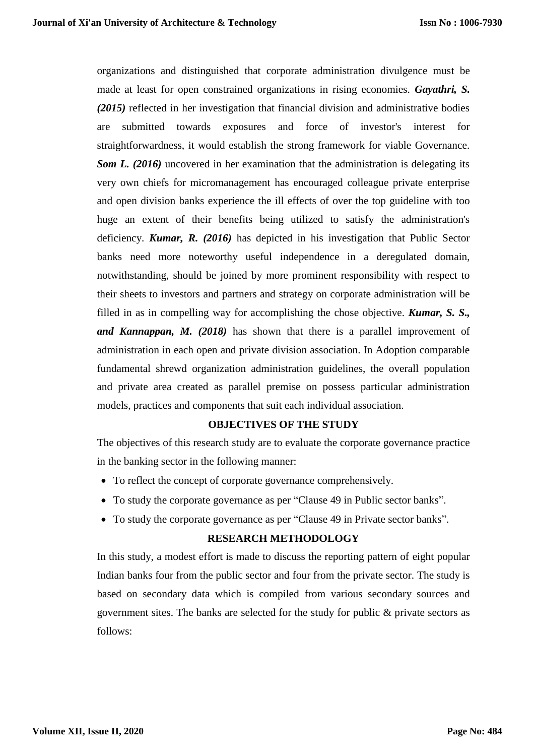organizations and distinguished that corporate administration divulgence must be made at least for open constrained organizations in rising economies. ***Gayathri, S. (2015)*** reflected in her investigation that financial division and administrative bodies are submitted towards exposures and force of investor's interest for straightforwardness, it would establish the strong framework for viable Governance. ***Som L. (2016)*** uncovered in her examination that the administration is delegating its very own chiefs for micromanagement has encouraged colleague private enterprise and open division banks experience the ill effects of over the top guideline with too huge an extent of their benefits being utilized to satisfy the administration's deficiency. ***Kumar, R. (2016)*** has depicted in his investigation that Public Sector banks need more noteworthy useful independence in a deregulated domain, notwithstanding, should be joined by more prominent responsibility with respect to their sheets to investors and partners and strategy on corporate administration will be filled in as in compelling way for accomplishing the chose objective. ***Kumar, S. S., and Kannappan, M. (2018)*** has shown that there is a parallel improvement of administration in each open and private division association. In Adoption comparable fundamental shrewd organization administration guidelines, the overall population and private area created as parallel premise on possess particular administration models, practices and components that suit each individual association.

## OBJECTIVES OF THE STUDY

The objectives of this research study are to evaluate the corporate governance practice in the banking sector in the following manner:

- To reflect the concept of corporate governance comprehensively.
- To study the corporate governance as per "Clause 49 in Public sector banks".
- To study the corporate governance as per "Clause 49 in Private sector banks".

## RESEARCH METHODOLOGY

In this study, a modest effort is made to discuss the reporting pattern of eight popular Indian banks four from the public sector and four from the private sector. The study is based on secondary data which is compiled from various secondary sources and government sites. The banks are selected for the study for public & private sectors as follows: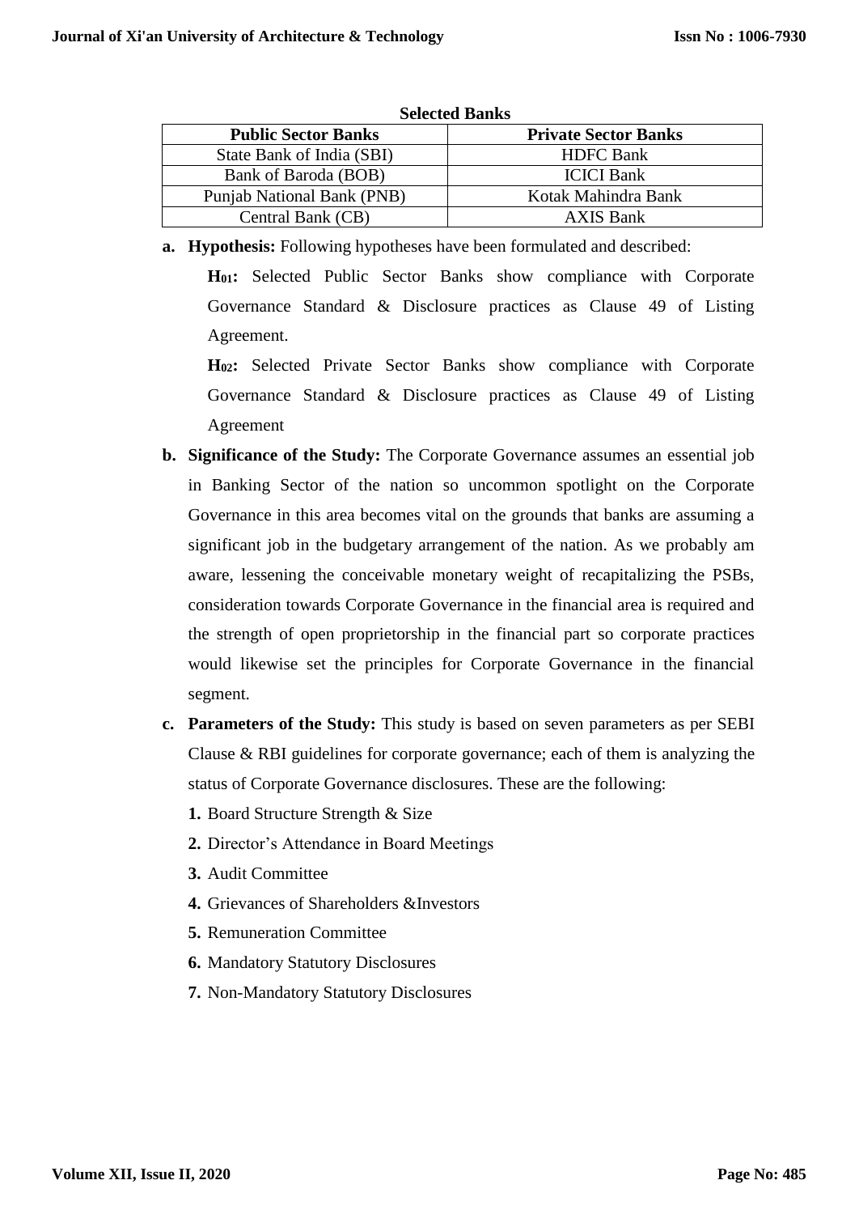**Selected Banks**

| Public Sector Banks | Private Sector Banks |
|---|---|
| State Bank of India (SBI) | HDFC Bank |
| Bank of Baroda (BOB) | ICICI Bank |
| Punjab National Bank (PNB) | Kotak Mahindra Bank |
| Central Bank (CB) | AXIS Bank |

**a. Hypothesis:** Following hypotheses have been formulated and described:

**$H_{01}$:** Selected Public Sector Banks show compliance with Corporate Governance Standard & Disclosure practices as Clause 49 of Listing Agreement.

**$H_{02}$:** Selected Private Sector Banks show compliance with Corporate Governance Standard & Disclosure practices as Clause 49 of Listing Agreement

**b. Significance of the Study:** The Corporate Governance assumes an essential job in Banking Sector of the nation so uncommon spotlight on the Corporate Governance in this area becomes vital on the grounds that banks are assuming a significant job in the budgetary arrangement of the nation. As we probably am aware, lessening the conceivable monetary weight of recapitalizing the PSBs, consideration towards Corporate Governance in the financial area is required and the strength of open proprietorship in the financial part so corporate practices would likewise set the principles for Corporate Governance in the financial segment.

**c. Parameters of the Study:** This study is based on seven parameters as per SEBI Clause & RBI guidelines for corporate governance; each of them is analyzing the status of Corporate Governance disclosures. These are the following:

1. Board Structure Strength & Size
2. Director's Attendance in Board Meetings
3. Audit Committee
4. Grievances of Shareholders &Investors
5. Remuneration Committee
6. Mandatory Statutory Disclosures
7. Non-Mandatory Statutory Disclosures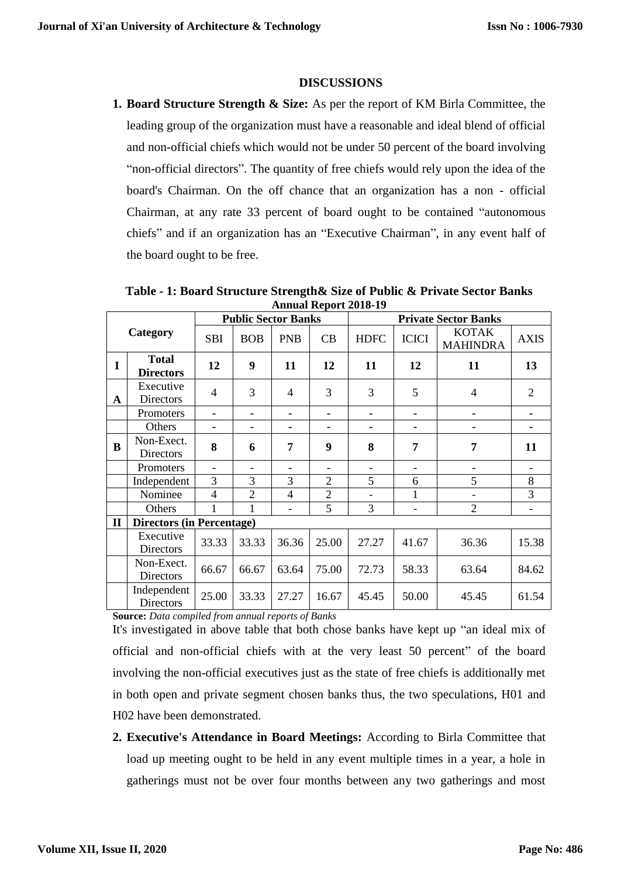## DISCUSSIONS

1. **Board Structure Strength & Size:** As per the report of KM Birla Committee, the leading group of the organization must have a reasonable and ideal blend of official and non-official chiefs which would not be under 50 percent of the board involving "non-official directors". The quantity of free chiefs would rely upon the idea of the board's Chairman. On the off chance that an organization has a non - official Chairman, at any rate 33 percent of board ought to be contained "autonomous chiefs" and if an organization has an "Executive Chairman", in any event half of the board ought to be free.

**Table - 1: Board Structure Strength& Size of Public & Private Sector Banks Annual Report 2018-19**

| Category | | Public Sector Banks | | | | Private Sector Banks | | | |
|---|---|---|---|---|---|---|---|---|---|
| | | SBI | BOB | PNB | CB | HDFC | ICICI | KOTAK MAHINDRA | AXIS |
| **I** | **Total Directors** | **12** | **9** | **11** | **12** | **11** | **12** | **11** | **13** |
| **A** | Executive Directors | 4 | 3 | 4 | 3 | 3 | 5 | 4 | 2 |
| | Promoters | - | - | - | - | - | - | - | - |
| | Others | - | - | - | - | - | - | - | - |
| **B** | Non-Exect. Directors | **8** | **6** | **7** | **9** | **8** | **7** | **7** | **11** |
| | Promoters | - | - | - | - | - | - | - | - |
| | Independent | 3 | 3 | 3 | 2 | 5 | 6 | 5 | 8 |
| | Nominee | 4 | 2 | 4 | 2 | - | 1 | - | 3 |
| | Others | 1 | 1 | - | 5 | 3 | - | 2 | - |
| **II** | **Directors (in Percentage)** | | | | | | | | |
| | Executive Directors | 33.33 | 33.33 | 36.36 | 25.00 | 27.27 | 41.67 | 36.36 | 15.38 |
| | Non-Exect. Directors | 66.67 | 66.67 | 63.64 | 75.00 | 72.73 | 58.33 | 63.64 | 84.62 |
| | Independent Directors | 25.00 | 33.33 | 27.27 | 16.67 | 45.45 | 50.00 | 45.45 | 61.54 |

**Source:** *Data compiled from annual reports of Banks*

It's investigated in above table that both chose banks have kept up "an ideal mix of official and non-official chiefs with at the very least 50 percent" of the board involving the non-official executives just as the state of free chiefs is additionally met in both open and private segment chosen banks thus, the two speculations, H01 and H02 have been demonstrated.

2. **Executive's Attendance in Board Meetings:** According to Birla Committee that load up meeting ought to be held in any event multiple times in a year, a hole in gatherings must not be over four months between any two gatherings and most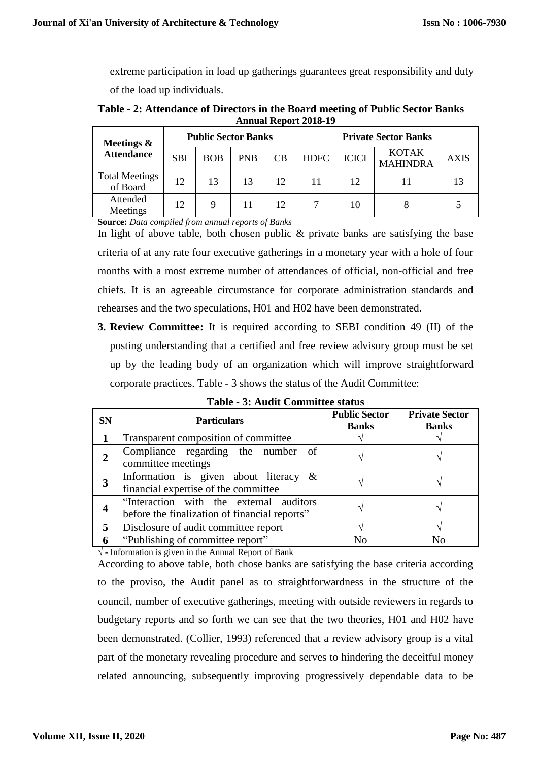extreme participation in load up gatherings guarantees great responsibility and duty of the load up individuals.

**Table - 2: Attendance of Directors in the Board meeting of Public Sector Banks Annual Report 2018-19**

| Meetings & Attendance | Public Sector Banks | | | | Private Sector Banks | | | |
|---|---|---|---|---|---|---|---|---|
| | SBI | BOB | PNB | CB | HDFC | ICICI | KOTAK MAHINDRA | AXIS |
| Total Meetings of Board | 12 | 13 | 13 | 12 | 11 | 12 | 11 | 13 |
| Attended Meetings | 12 | 9 | 11 | 12 | 7 | 10 | 8 | 5 |

**Source:** *Data compiled from annual reports of Banks*

In light of above table, both chosen public & private banks are satisfying the base criteria of at any rate four executive gatherings in a monetary year with a hole of four months with a most extreme number of attendances of official, non-official and free chiefs. It is an agreeable circumstance for corporate administration standards and rehearses and the two speculations, H01 and H02 have been demonstrated.

3. **Review Committee:** It is required according to SEBI condition 49 (II) of the posting understanding that a certified and free review advisory group must be set up by the leading body of an organization which will improve straightforward corporate practices. Table - 3 shows the status of the Audit Committee:

**Table - 3: Audit Committee status**

| SN | Particulars | Public Sector Banks | Private Sector Banks |
|---|---|---|---|
| 1 | Transparent composition of committee | √ | √ |
| 2 | Compliance regarding the number of committee meetings | √ | √ |
| 3 | Information is given about literacy & financial expertise of the committee | √ | √ |
| 4 | "Interaction with the external auditors before the finalization of financial reports" | √ | √ |
| 5 | Disclosure of audit committee report | √ | √ |
| 6 | "Publishing of committee report" | No | No |

√ - Information is given in the Annual Report of Bank

According to above table, both chose banks are satisfying the base criteria according to the proviso, the Audit panel as to straightforwardness in the structure of the council, number of executive gatherings, meeting with outside reviewers in regards to budgetary reports and so forth we can see that the two theories, H01 and H02 have been demonstrated. (Collier, 1993) referenced that a review advisory group is a vital part of the monetary revealing procedure and serves to hindering the deceitful money related announcing, subsequently improving progressively dependable data to be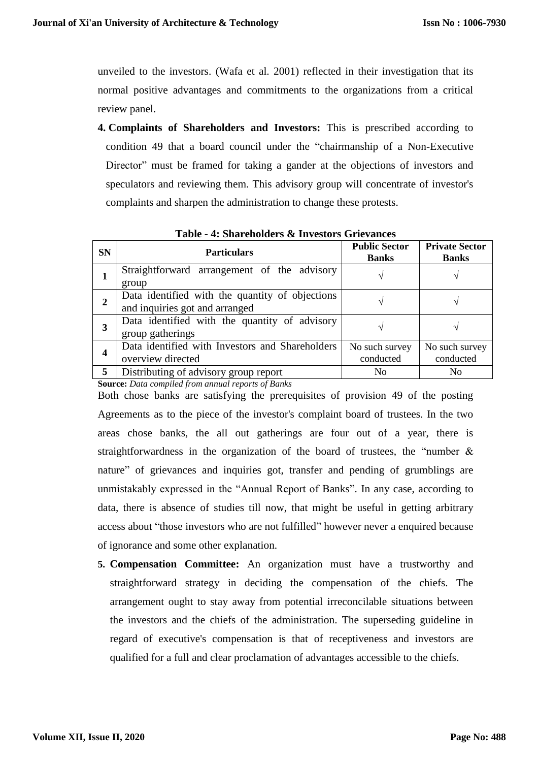unveiled to the investors. (Wafa et al. 2001) reflected in their investigation that its normal positive advantages and commitments to the organizations from a critical review panel.

**4. Complaints of Shareholders and Investors:** This is prescribed according to condition 49 that a board council under the "chairmanship of a Non-Executive Director" must be framed for taking a gander at the objections of investors and speculators and reviewing them. This advisory group will concentrate of investor's complaints and sharpen the administration to change these protests.

**Table - 4: Shareholders & Investors Grievances**

| SN | Particulars | Public Sector Banks | Private Sector Banks |
|---|---|---|---|
| 1 | Straightforward arrangement of the advisory group | √ | √ |
| 2 | Data identified with the quantity of objections and inquiries got and arranged | √ | √ |
| 3 | Data identified with the quantity of advisory group gatherings | √ | √ |
| 4 | Data identified with Investors and Shareholders overview directed | No such survey conducted | No such survey conducted |
| 5 | Distributing of advisory group report | No | No |

**Source:** *Data compiled from annual reports of Banks*

Both chose banks are satisfying the prerequisites of provision 49 of the posting Agreements as to the piece of the investor's complaint board of trustees. In the two areas chose banks, the all out gatherings are four out of a year, there is straightforwardness in the organization of the board of trustees, the "number & nature" of grievances and inquiries got, transfer and pending of grumblings are unmistakably expressed in the "Annual Report of Banks". In any case, according to data, there is absence of studies till now, that might be useful in getting arbitrary access about "those investors who are not fulfilled" however never a enquired because of ignorance and some other explanation.

**5. Compensation Committee:** An organization must have a trustworthy and straightforward strategy in deciding the compensation of the chiefs. The arrangement ought to stay away from potential irreconcilable situations between the investors and the chiefs of the administration. The superseding guideline in regard of executive's compensation is that of receptiveness and investors are qualified for a full and clear proclamation of advantages accessible to the chiefs.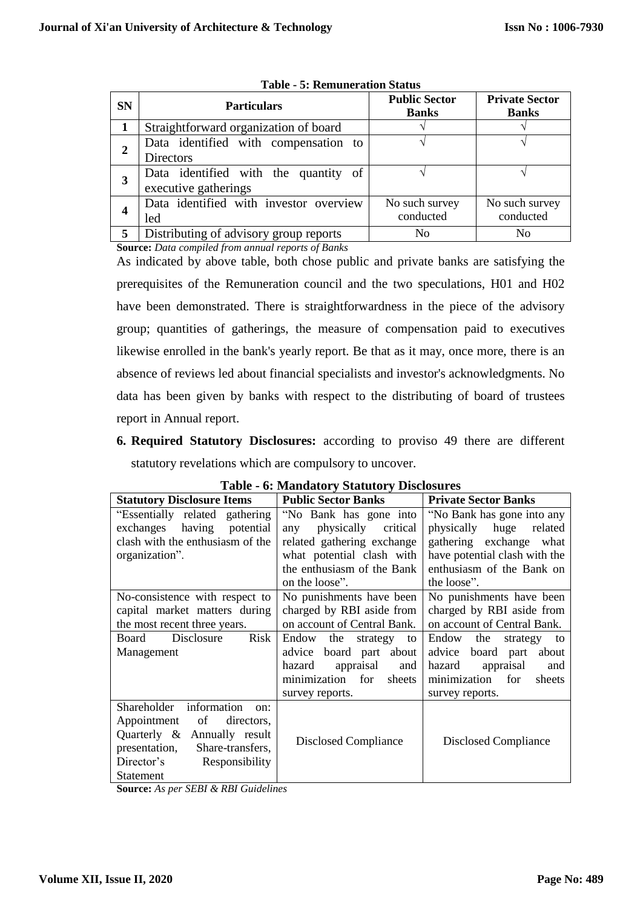**Table - 5: Remuneration Status**

| SN | Particulars | Public Sector Banks | Private Sector Banks |
|---|---|---|---|
| 1 | Straightforward organization of board | √ | √ |
| 2 | Data identified with compensation to Directors | √ | √ |
| 3 | Data identified with the quantity of executive gatherings | √ | √ |
| 4 | Data identified with investor overview led | No such survey conducted | No such survey conducted |
| 5 | Distributing of advisory group reports | No | No |

**Source:** *Data compiled from annual reports of Banks*

As indicated by above table, both chose public and private banks are satisfying the prerequisites of the Remuneration council and the two speculations, H01 and H02 have been demonstrated. There is straightforwardness in the piece of the advisory group; quantities of gatherings, the measure of compensation paid to executives likewise enrolled in the bank's yearly report. Be that as it may, once more, there is an absence of reviews led about financial specialists and investor's acknowledgments. No data has been given by banks with respect to the distributing of board of trustees report in Annual report.

6. **Required Statutory Disclosures:** according to proviso 49 there are different statutory revelations which are compulsory to uncover.

**Table - 6: Mandatory Statutory Disclosures**

| Statutory Disclosure Items | Public Sector Banks | Private Sector Banks |
|---|---|---|
| "Essentially related gathering exchanges having potential clash with the enthusiasm of the organization". | "No Bank has gone into any physically critical related gathering exchange what potential clash with the enthusiasm of the Bank on the loose". | "No Bank has gone into any physically huge related gathering exchange what have potential clash with the enthusiasm of the Bank on the loose". |
| No-consistence with respect to capital market matters during the most recent three years. | No punishments have been charged by RBI aside from on account of Central Bank. | No punishments have been charged by RBI aside from on account of Central Bank. |
| Board Disclosure Risk Management | Endow the strategy to advice board part about hazard appraisal and minimization for sheets survey reports. | Endow the strategy to advice board part about hazard appraisal and minimization for sheets survey reports. |
| Shareholder information on: Appointment of directors, Quarterly & Annually result presentation, Share-transfers, Director's Responsibility Statement | Disclosed Compliance | Disclosed Compliance |

**Source:** *As per SEBI & RBI Guidelines*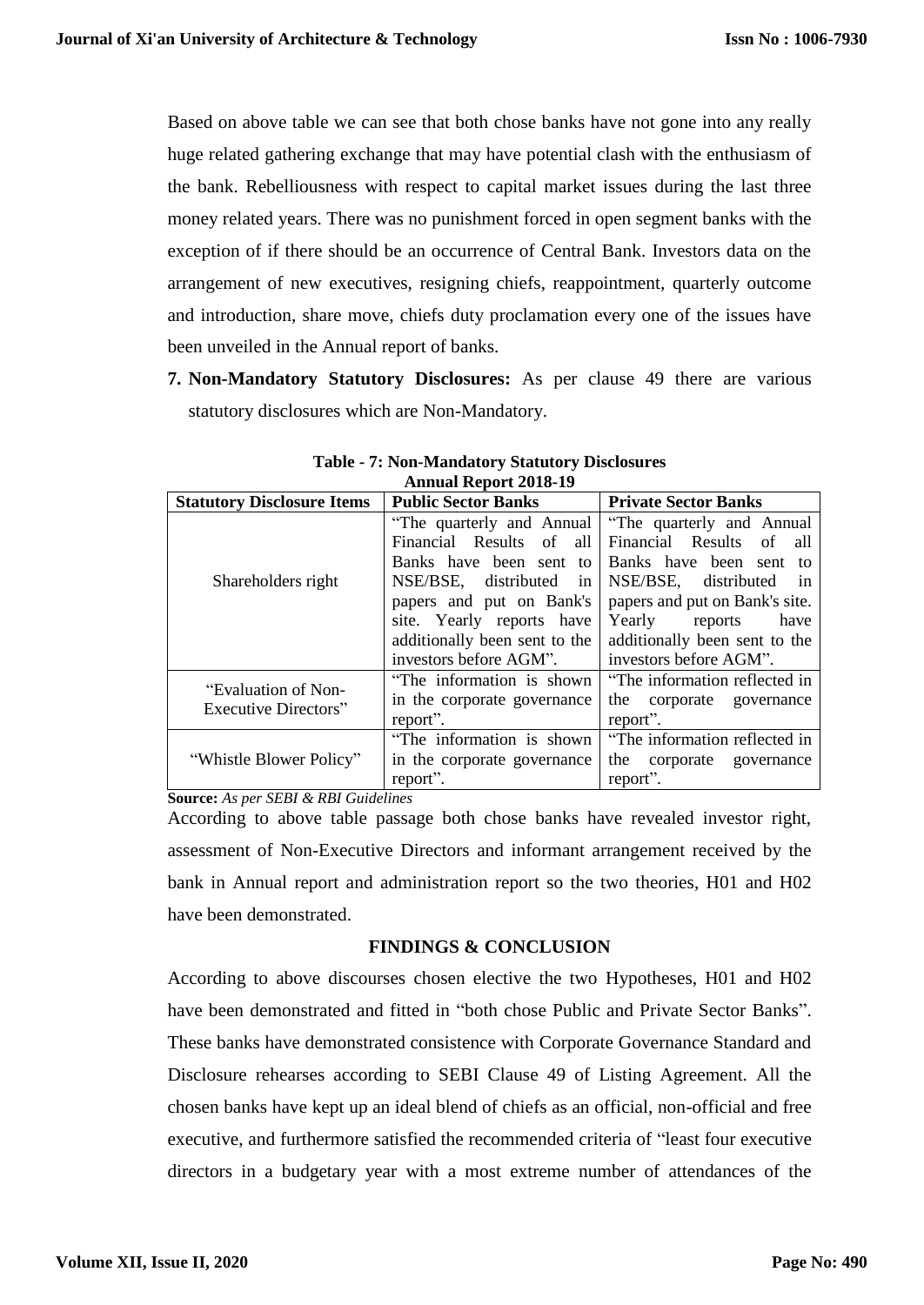Based on above table we can see that both chose banks have not gone into any really huge related gathering exchange that may have potential clash with the enthusiasm of the bank. Rebelliousness with respect to capital market issues during the last three money related years. There was no punishment forced in open segment banks with the exception of if there should be an occurrence of Central Bank. Investors data on the arrangement of new executives, resigning chiefs, reappointment, quarterly outcome and introduction, share move, chiefs duty proclamation every one of the issues have been unveiled in the Annual report of banks.

7. **Non-Mandatory Statutory Disclosures:** As per clause 49 there are various statutory disclosures which are Non-Mandatory.

**Table - 7: Non-Mandatory Statutory Disclosures**
**Annual Report 2018-19**

| Statutory Disclosure Items | Public Sector Banks | Private Sector Banks |
|---|---|---|
| Shareholders right | "The quarterly and Annual Financial Results of all Banks have been sent to NSE/BSE, distributed in papers and put on Bank's site. Yearly reports have additionally been sent to the investors before AGM". | "The quarterly and Annual Financial Results of all Banks have been sent to NSE/BSE, distributed in papers and put on Bank's site. Yearly reports have additionally been sent to the investors before AGM". |
| "Evaluation of Non-Executive Directors" | "The information is shown in the corporate governance report". | "The information reflected in the corporate governance report". |
| "Whistle Blower Policy" | "The information is shown in the corporate governance report". | "The information reflected in the corporate governance report". |

**Source:** *As per SEBI & RBI Guidelines*

According to above table passage both chose banks have revealed investor right, assessment of Non-Executive Directors and informant arrangement received by the bank in Annual report and administration report so the two theories, H01 and H02 have been demonstrated.

## FINDINGS & CONCLUSION

According to above discourses chosen elective the two Hypotheses, H01 and H02 have been demonstrated and fitted in "both chose Public and Private Sector Banks". These banks have demonstrated consistence with Corporate Governance Standard and Disclosure rehearses according to SEBI Clause 49 of Listing Agreement. All the chosen banks have kept up an ideal blend of chiefs as an official, non-official and free executive, and furthermore satisfied the recommended criteria of "least four executive directors in a budgetary year with a most extreme number of attendances of the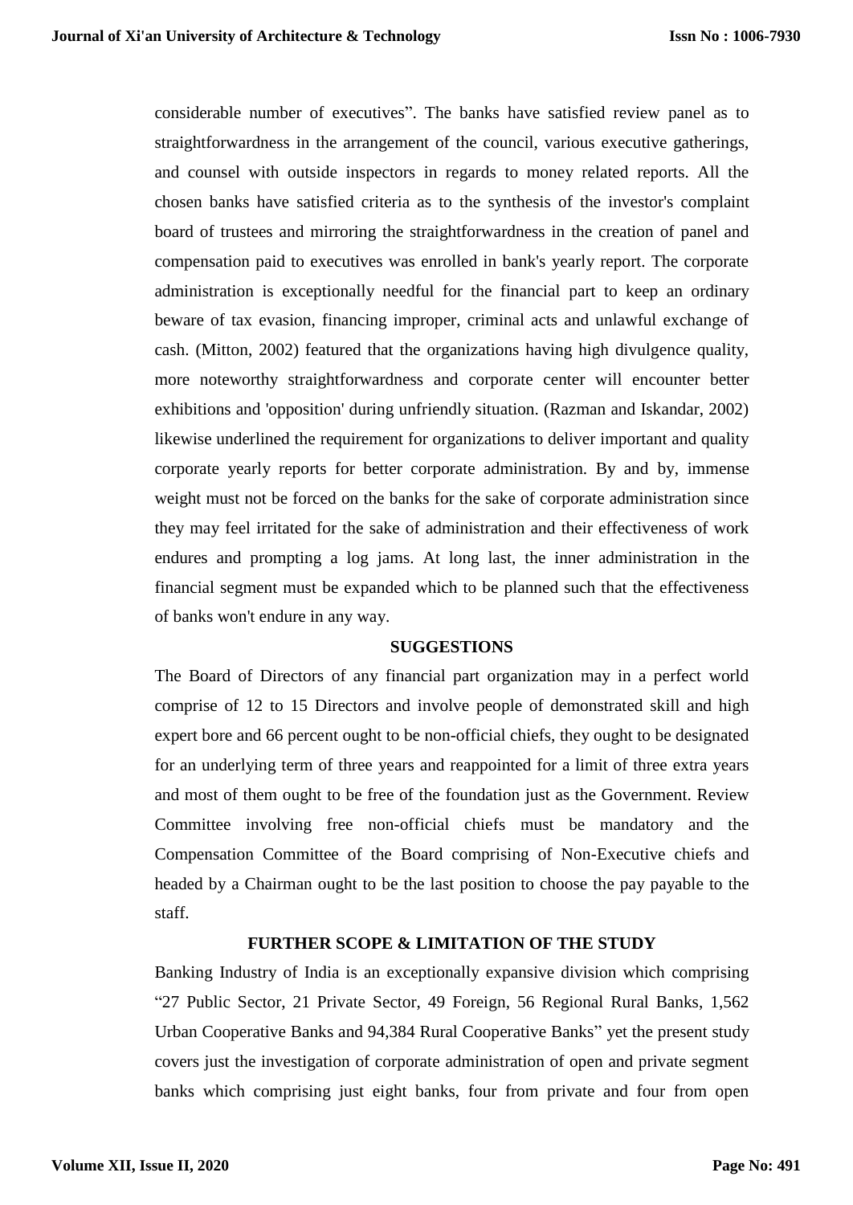considerable number of executives". The banks have satisfied review panel as to straightforwardness in the arrangement of the council, various executive gatherings, and counsel with outside inspectors in regards to money related reports. All the chosen banks have satisfied criteria as to the synthesis of the investor's complaint board of trustees and mirroring the straightforwardness in the creation of panel and compensation paid to executives was enrolled in bank's yearly report. The corporate administration is exceptionally needful for the financial part to keep an ordinary beware of tax evasion, financing improper, criminal acts and unlawful exchange of cash. (Mitton, 2002) featured that the organizations having high divulgence quality, more noteworthy straightforwardness and corporate center will encounter better exhibitions and 'opposition' during unfriendly situation. (Razman and Iskandar, 2002) likewise underlined the requirement for organizations to deliver important and quality corporate yearly reports for better corporate administration. By and by, immense weight must not be forced on the banks for the sake of corporate administration since they may feel irritated for the sake of administration and their effectiveness of work endures and prompting a log jams. At long last, the inner administration in the financial segment must be expanded which to be planned such that the effectiveness of banks won't endure in any way.

## SUGGESTIONS

The Board of Directors of any financial part organization may in a perfect world comprise of 12 to 15 Directors and involve people of demonstrated skill and high expert bore and 66 percent ought to be non-official chiefs, they ought to be designated for an underlying term of three years and reappointed for a limit of three extra years and most of them ought to be free of the foundation just as the Government. Review Committee involving free non-official chiefs must be mandatory and the Compensation Committee of the Board comprising of Non-Executive chiefs and headed by a Chairman ought to be the last position to choose the pay payable to the staff.

## FURTHER SCOPE & LIMITATION OF THE STUDY

Banking Industry of India is an exceptionally expansive division which comprising "27 Public Sector, 21 Private Sector, 49 Foreign, 56 Regional Rural Banks, 1,562 Urban Cooperative Banks and 94,384 Rural Cooperative Banks" yet the present study covers just the investigation of corporate administration of open and private segment banks which comprising just eight banks, four from private and four from open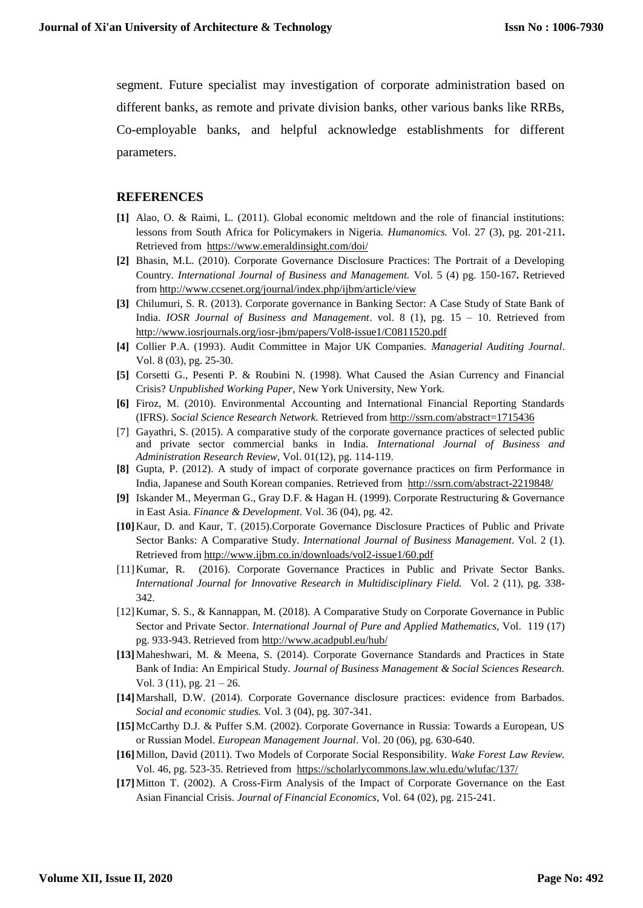segment. Future specialist may investigation of corporate administration based on different banks, as remote and private division banks, other various banks like RRBs, Co-employable banks, and helpful acknowledge establishments for different parameters.

## REFERENCES

**[1]** Alao, O. & Raimi, L. (2011). Global economic meltdown and the role of financial institutions: lessons from South Africa for Policymakers in Nigeria. *Humanomics.* Vol. 27 (3), pg. 201-211**.** Retrieved from https://www.emeraldinsight.com/doi/

**[2]** Bhasin, M.L. (2010). Corporate Governance Disclosure Practices: The Portrait of a Developing Country. *International Journal of Business and Management.* Vol. 5 (4) pg. 150-167**.** Retrieved from http://www.ccsenet.org/journal/index.php/ijbm/article/view

**[3]** Chilumuri, S. R. (2013). Corporate governance in Banking Sector: A Case Study of State Bank of India. *IOSR Journal of Business and Management*. vol. 8 (1), pg. 15 – 10. Retrieved from http://www.iosrjournals.org/iosr-jbm/papers/Vol8-issue1/C0811520.pdf

**[4]** Collier P.A. (1993). Audit Committee in Major UK Companies. *Managerial Auditing Journal*. Vol. 8 (03), pg. 25-30.

**[5]** Corsetti G., Pesenti P. & Roubini N. (1998). What Caused the Asian Currency and Financial Crisis? *Unpublished Working Paper,* New York University, New York.

**[6]** Firoz, M. (2010). Environmental Accounting and International Financial Reporting Standards (IFRS). *Social Science Research Network.* Retrieved from http://ssrn.com/abstract=1715436

[7] Gayathri, S. (2015). A comparative study of the corporate governance practices of selected public and private sector commercial banks in India. *International Journal of Business and Administration Research Review,* Vol. 01(12), pg. 114-119.

**[8]** Gupta, P. (2012). A study of impact of corporate governance practices on firm Performance in India, Japanese and South Korean companies. Retrieved from http://ssrn.com/abstract-2219848/

**[9]** Iskander M., Meyerman G., Gray D.F. & Hagan H. (1999). Corporate Restructuring & Governance in East Asia. *Finance & Development*. Vol. 36 (04), pg. 42.

**[10]** Kaur, D. and Kaur, T. (2015).Corporate Governance Disclosure Practices of Public and Private Sector Banks: A Comparative Study. *International Journal of Business Management*. Vol. 2 (1). Retrieved from http://www.ijbm.co.in/downloads/vol2-issue1/60.pdf

[11] Kumar, R. (2016). Corporate Governance Practices in Public and Private Sector Banks. *International Journal for Innovative Research in Multidisciplinary Field.* Vol. 2 (11), pg. 338-342.

[12] Kumar, S. S., & Kannappan, M. (2018). A Comparative Study on Corporate Governance in Public Sector and Private Sector. *International Journal of Pure and Applied Mathematics,* Vol. 119 (17) pg. 933-943. Retrieved from http://www.acadpubl.eu/hub/

**[13]** Maheshwari, M. & Meena, S. (2014). Corporate Governance Standards and Practices in State Bank of India: An Empirical Study. *Journal of Business Management & Social Sciences Research.* Vol. 3 (11), pg. 21 – 26.

**[14]** Marshall, D.W. (2014). Corporate Governance disclosure practices: evidence from Barbados. *Social and economic studies.* Vol. 3 (04), pg. 307-341.

**[15]** McCarthy D.J. & Puffer S.M. (2002). Corporate Governance in Russia: Towards a European, US or Russian Model. *European Management Journal*. Vol. 20 (06), pg. 630-640.

**[16]** Millon, David (2011). Two Models of Corporate Social Responsibility. *Wake Forest Law Review.* Vol. 46, pg. 523-35. Retrieved from https://scholarlycommons.law.wlu.edu/wlufac/137/

**[17]** Mitton T. (2002). A Cross-Firm Analysis of the Impact of Corporate Governance on the East Asian Financial Crisis. *Journal of Financial Economics,* Vol. 64 (02), pg. 215-241.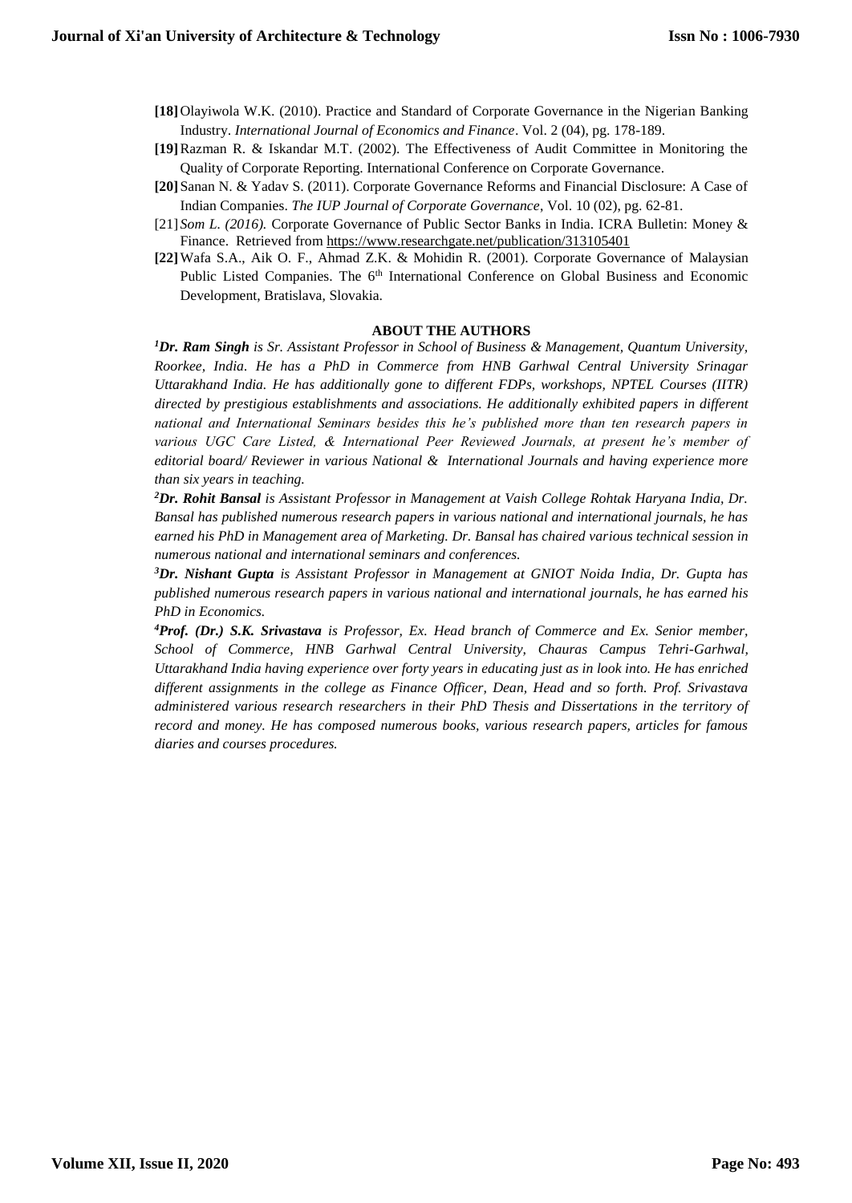**[18]** Olayiwola W.K. (2010). Practice and Standard of Corporate Governance in the Nigerian Banking Industry. *International Journal of Economics and Finance*. Vol. 2 (04), pg. 178-189.

**[19]** Razman R. & Iskandar M.T. (2002). The Effectiveness of Audit Committee in Monitoring the Quality of Corporate Reporting. International Conference on Corporate Governance.

**[20]** Sanan N. & Yadav S. (2011). Corporate Governance Reforms and Financial Disclosure: A Case of Indian Companies. *The IUP Journal of Corporate Governance*, Vol. 10 (02), pg. 62-81.

[21] *Som L. (2016).* Corporate Governance of Public Sector Banks in India. ICRA Bulletin: Money & Finance. Retrieved from https://www.researchgate.net/publication/313105401

**[22]** Wafa S.A., Aik O. F., Ahmad Z.K. & Mohidin R. (2001). Corporate Governance of Malaysian Public Listed Companies. The 6th International Conference on Global Business and Economic Development, Bratislava, Slovakia.

**ABOUT THE AUTHORS**

[1]***Dr. Ram Singh*** *is Sr. Assistant Professor in School of Business & Management, Quantum University, Roorkee, India. He has a PhD in Commerce from HNB Garhwal Central University Srinagar Uttarakhand India. He has additionally gone to different FDPs, workshops, NPTEL Courses (IITR) directed by prestigious establishments and associations. He additionally exhibited papers in different national and International Seminars besides this he's published more than ten research papers in various UGC Care Listed, & International Peer Reviewed Journals, at present he's member of editorial board/ Reviewer in various National & International Journals and having experience more than six years in teaching.*

[2]***Dr. Rohit Bansal*** *is Assistant Professor in Management at Vaish College Rohtak Haryana India, Dr. Bansal has published numerous research papers in various national and international journals, he has earned his PhD in Management area of Marketing. Dr. Bansal has chaired various technical session in numerous national and international seminars and conferences.*

[3]***Dr. Nishant Gupta*** *is Assistant Professor in Management at GNIOT Noida India, Dr. Gupta has published numerous research papers in various national and international journals, he has earned his PhD in Economics.*

[4]***Prof. (Dr.) S.K. Srivastava*** *is Professor, Ex. Head branch of Commerce and Ex. Senior member, School of Commerce, HNB Garhwal Central University, Chauras Campus Tehri-Garhwal, Uttarakhand India having experience over forty years in educating just as in look into. He has enriched different assignments in the college as Finance Officer, Dean, Head and so forth. Prof. Srivastava administered various research researchers in their PhD Thesis and Dissertations in the territory of record and money. He has composed numerous books, various research papers, articles for famous diaries and courses procedures.*